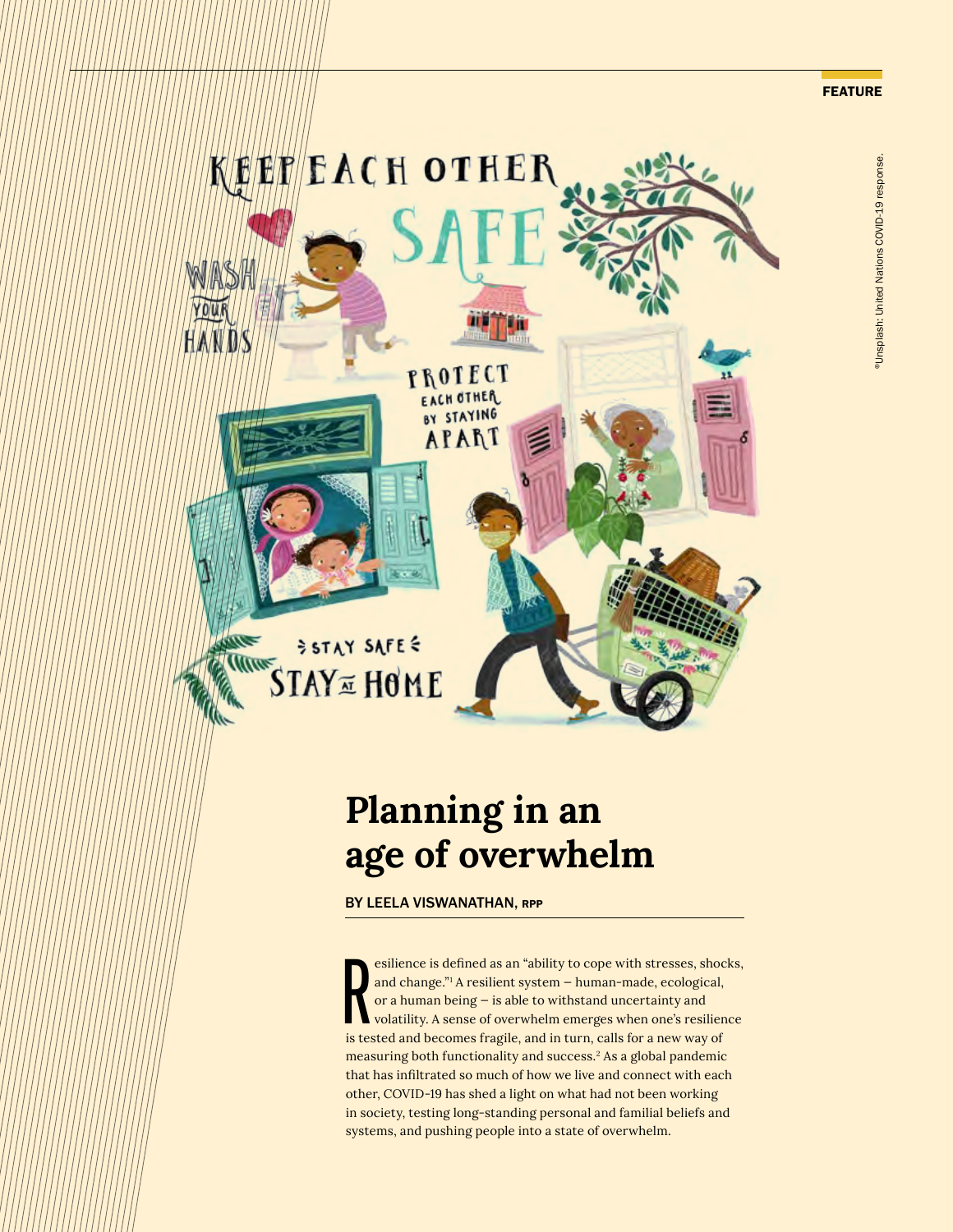FEATURE

©Unsplash: United Nations COVID-19 response.

# Planning in an age of overwhelm

BY LEELA VISWANATHAN, RPP

Resilience is defined as an "ability to cope with stresses, shocks, and change."[1] A resilient system – human-made, ecological, or a human being – is able to withstand uncertainty and volatility. A sense of overwhelm emerges when one's resilience is tested and becomes fragile, and in turn, calls for a new way of measuring both functionality and success.[2] As a global pandemic that has infiltrated so much of how we live and connect with each other, COVID-19 has shed a light on what had not been working in society, testing long-standing personal and familial beliefs and systems, and pushing people into a state of overwhelm.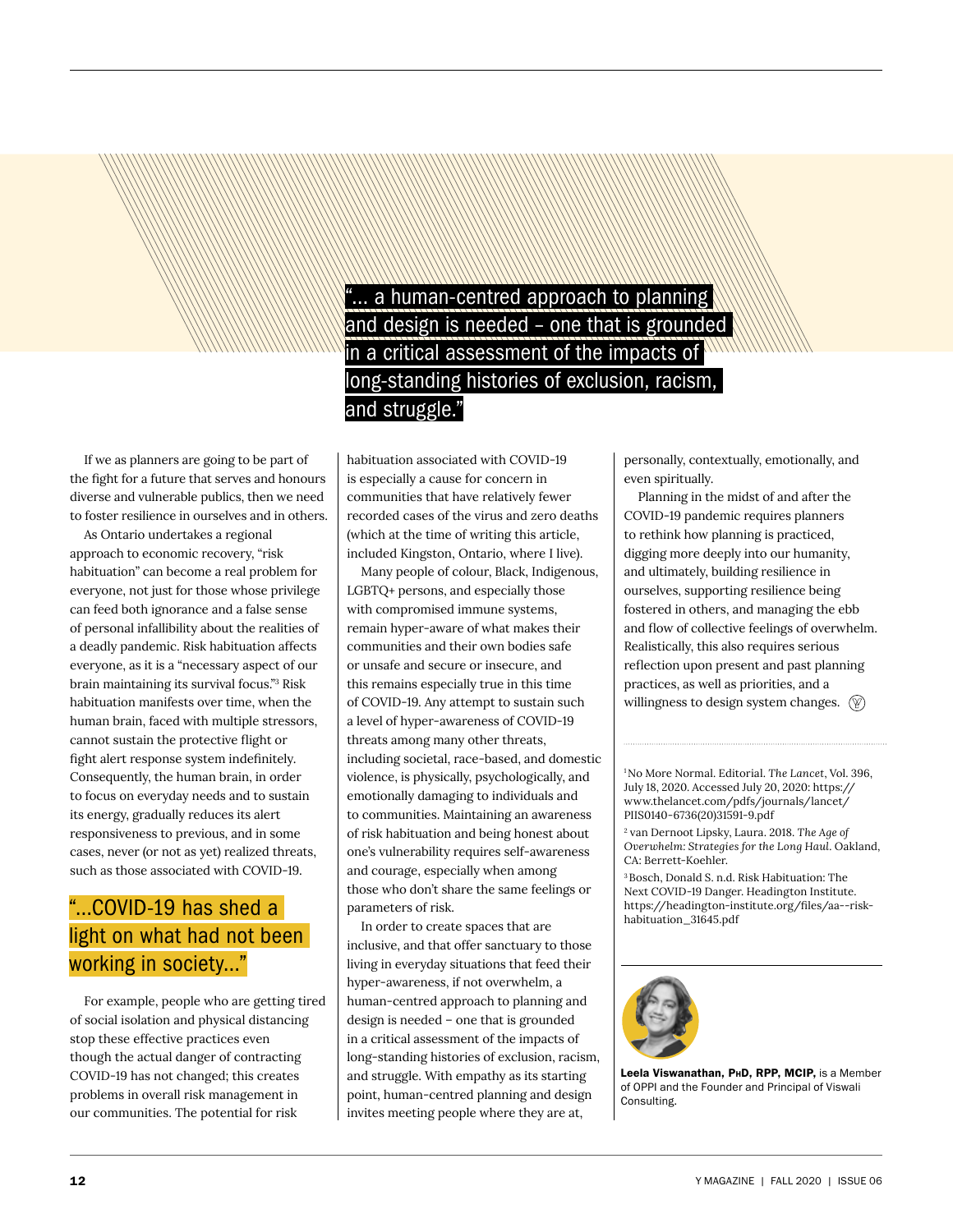> "... a human-centred approach to planning and design is needed – one that is grounded in a critical assessment of the impacts of long-standing histories of exclusion, racism, and struggle."

If we as planners are going to be part of the fight for a future that serves and honours diverse and vulnerable publics, then we need to foster resilience in ourselves and in others.

As Ontario undertakes a regional approach to economic recovery, "risk habituation" can become a real problem for everyone, not just for those whose privilege can feed both ignorance and a false sense of personal infallibility about the realities of a deadly pandemic. Risk habituation affects everyone, as it is a "necessary aspect of our brain maintaining its survival focus."[3] Risk habituation manifests over time, when the human brain, faced with multiple stressors, cannot sustain the protective flight or fight alert response system indefinitely. Consequently, the human brain, in order to focus on everyday needs and to sustain its energy, gradually reduces its alert responsiveness to previous, and in some cases, never (or not as yet) realized threats, such as those associated with COVID-19.

> "...COVID-19 has shed a light on what had not been working in society..."

For example, people who are getting tired of social isolation and physical distancing stop these effective practices even though the actual danger of contracting COVID-19 has not changed; this creates problems in overall risk management in our communities. The potential for risk habituation associated with COVID-19 is especially a cause for concern in communities that have relatively fewer recorded cases of the virus and zero deaths (which at the time of writing this article, included Kingston, Ontario, where I live).

Many people of colour, Black, Indigenous, LGBTQ+ persons, and especially those with compromised immune systems, remain hyper-aware of what makes their communities and their own bodies safe or unsafe and secure or insecure, and this remains especially true in this time of COVID-19. Any attempt to sustain such a level of hyper-awareness of COVID-19 threats among many other threats, including societal, race-based, and domestic violence, is physically, psychologically, and emotionally damaging to individuals and to communities. Maintaining an awareness of risk habituation and being honest about one's vulnerability requires self-awareness and courage, especially when among those who don't share the same feelings or parameters of risk.

In order to create spaces that are inclusive, and that offer sanctuary to those living in everyday situations that feed their hyper-awareness, if not overwhelm, a human-centred approach to planning and design is needed – one that is grounded in a critical assessment of the impacts of long-standing histories of exclusion, racism, and struggle. With empathy as its starting point, human-centred planning and design invites meeting people where they are at, personally, contextually, emotionally, and even spiritually.

Planning in the midst of and after the COVID-19 pandemic requires planners to rethink how planning is practiced, digging more deeply into our humanity, and ultimately, building resilience in ourselves, supporting resilience being fostered in others, and managing the ebb and flow of collective feelings of overwhelm. Realistically, this also requires serious reflection upon present and past planning practices, as well as priorities, and a willingness to design system changes.

---

[1] No More Normal. Editorial. *The Lancet*, Vol. 396, July 18, 2020. Accessed July 20, 2020: https://www.thelancet.com/pdfs/journals/lancet/PIIS0140-6736(20)31591-9.pdf

[2] van Dernoot Lipsky, Laura. 2018. *The Age of Overwhelm: Strategies for the Long Haul*. Oakland, CA: Berrett-Koehler.

[3] Bosch, Donald S. n.d. Risk Habituation: The Next COVID-19 Danger. Headington Institute. https://headington-institute.org/files/aa--risk-habituation_31645.pdf

**Leela Viswanathan, PhD, RPP, MCIP,** is a Member of OPPI and the Founder and Principal of Viswali Consulting.